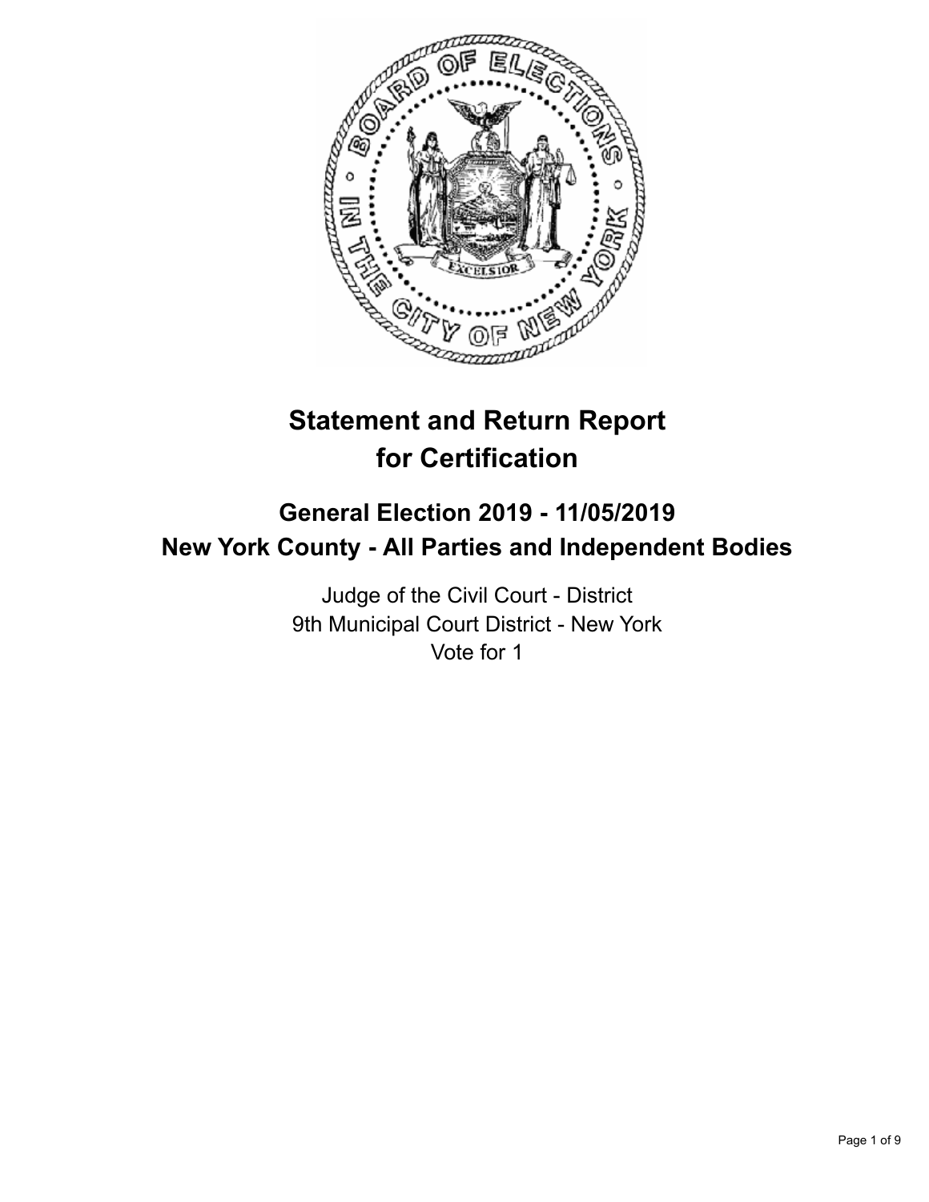# Statement and Return Report for Certification

## General Election 2019 - 11/05/2019
## New York County - All Parties and Independent Bodies

Judge of the Civil Court - District
9th Municipal Court District - New York
Vote for 1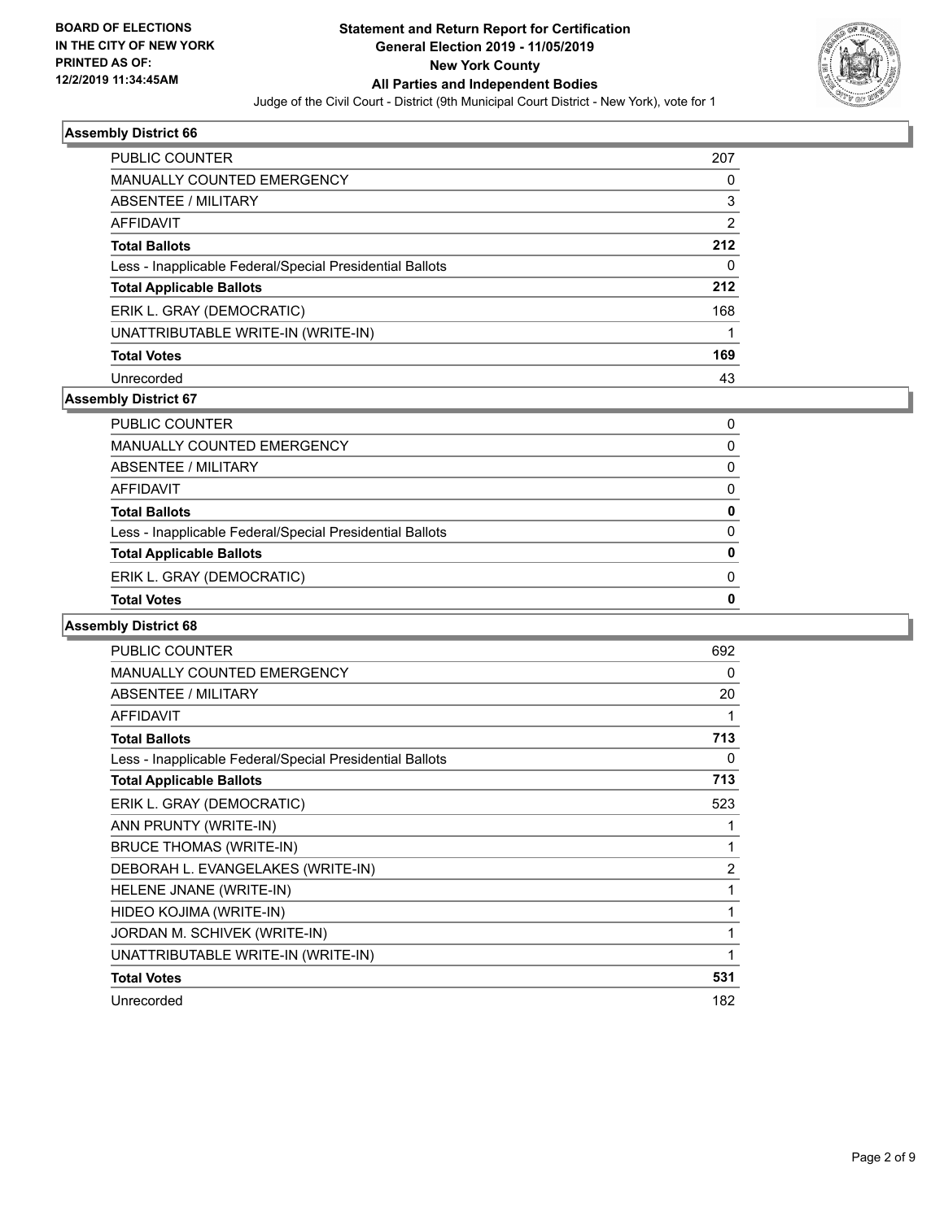BOARD OF ELECTIONS
IN THE CITY OF NEW YORK
PRINTED AS OF:
12/2/2019 11:34:45AM

# Statement and Return Report for Certification
## General Election 2019 - 11/05/2019
## New York County
## All Parties and Independent Bodies

Judge of the Civil Court - District (9th Municipal Court District - New York), vote for 1

### Assembly District 66

| | |
|---|---|
| PUBLIC COUNTER | 207 |
| MANUALLY COUNTED EMERGENCY | 0 |
| ABSENTEE / MILITARY | 3 |
| AFFIDAVIT | 2 |
| **Total Ballots** | **212** |
| Less - Inapplicable Federal/Special Presidential Ballots | 0 |
| **Total Applicable Ballots** | **212** |
| ERIK L. GRAY (DEMOCRATIC) | 168 |
| UNATTRIBUTABLE WRITE-IN (WRITE-IN) | 1 |
| **Total Votes** | **169** |
| Unrecorded | 43 |

### Assembly District 67

| | |
|---|---|
| PUBLIC COUNTER | 0 |
| MANUALLY COUNTED EMERGENCY | 0 |
| ABSENTEE / MILITARY | 0 |
| AFFIDAVIT | 0 |
| **Total Ballots** | **0** |
| Less - Inapplicable Federal/Special Presidential Ballots | 0 |
| **Total Applicable Ballots** | **0** |
| ERIK L. GRAY (DEMOCRATIC) | 0 |
| **Total Votes** | **0** |

### Assembly District 68

| | |
|---|---|
| PUBLIC COUNTER | 692 |
| MANUALLY COUNTED EMERGENCY | 0 |
| ABSENTEE / MILITARY | 20 |
| AFFIDAVIT | 1 |
| **Total Ballots** | **713** |
| Less - Inapplicable Federal/Special Presidential Ballots | 0 |
| **Total Applicable Ballots** | **713** |
| ERIK L. GRAY (DEMOCRATIC) | 523 |
| ANN PRUNTY (WRITE-IN) | 1 |
| BRUCE THOMAS (WRITE-IN) | 1 |
| DEBORAH L. EVANGELAKES (WRITE-IN) | 2 |
| HELENE JNANE (WRITE-IN) | 1 |
| HIDEO KOJIMA (WRITE-IN) | 1 |
| JORDAN M. SCHIVEK (WRITE-IN) | 1 |
| UNATTRIBUTABLE WRITE-IN (WRITE-IN) | 1 |
| **Total Votes** | **531** |
| Unrecorded | 182 |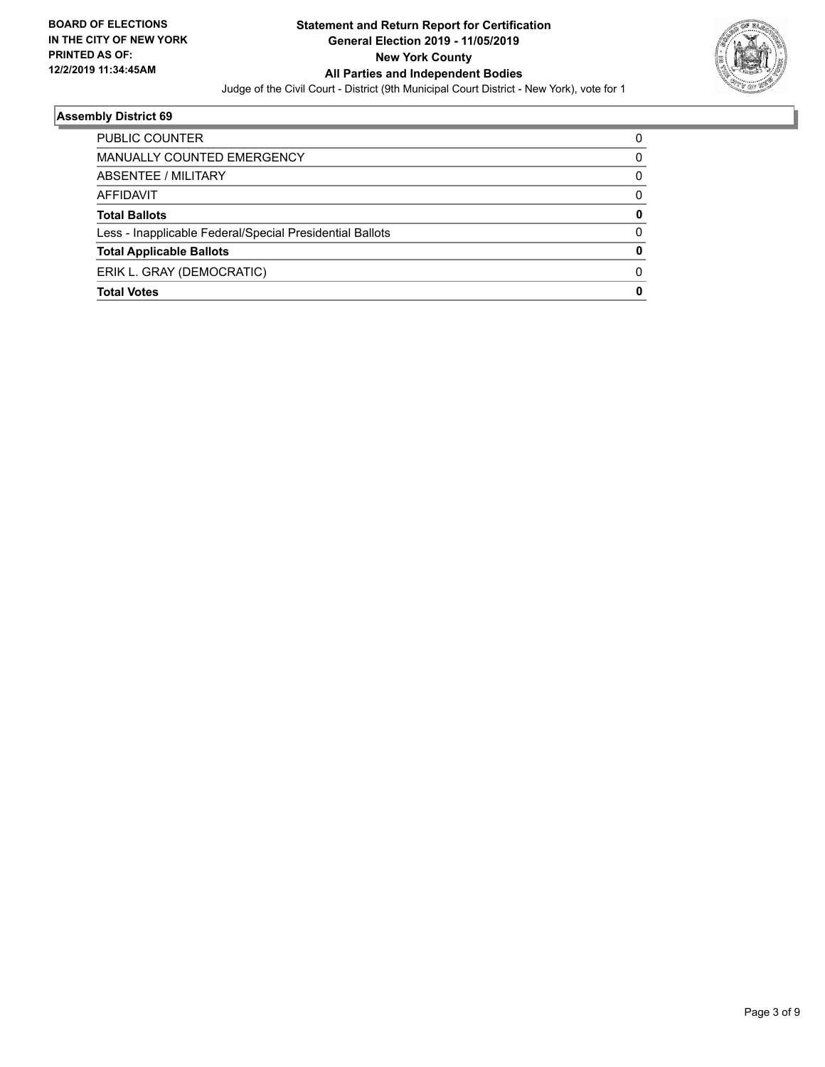**BOARD OF ELECTIONS IN THE CITY OF NEW YORK PRINTED AS OF: 12/2/2019 11:34:45AM**

**Statement and Return Report for Certification General Election 2019 - 11/05/2019 New York County All Parties and Independent Bodies**

Judge of the Civil Court - District (9th Municipal Court District - New York), vote for 1

### Assembly District 69

| | |
|---|---|
| PUBLIC COUNTER | 0 |
| MANUALLY COUNTED EMERGENCY | 0 |
| ABSENTEE / MILITARY | 0 |
| AFFIDAVIT | 0 |
| **Total Ballots** | **0** |
| Less - Inapplicable Federal/Special Presidential Ballots | 0 |
| **Total Applicable Ballots** | **0** |
| ERIK L. GRAY (DEMOCRATIC) | 0 |
| **Total Votes** | **0** |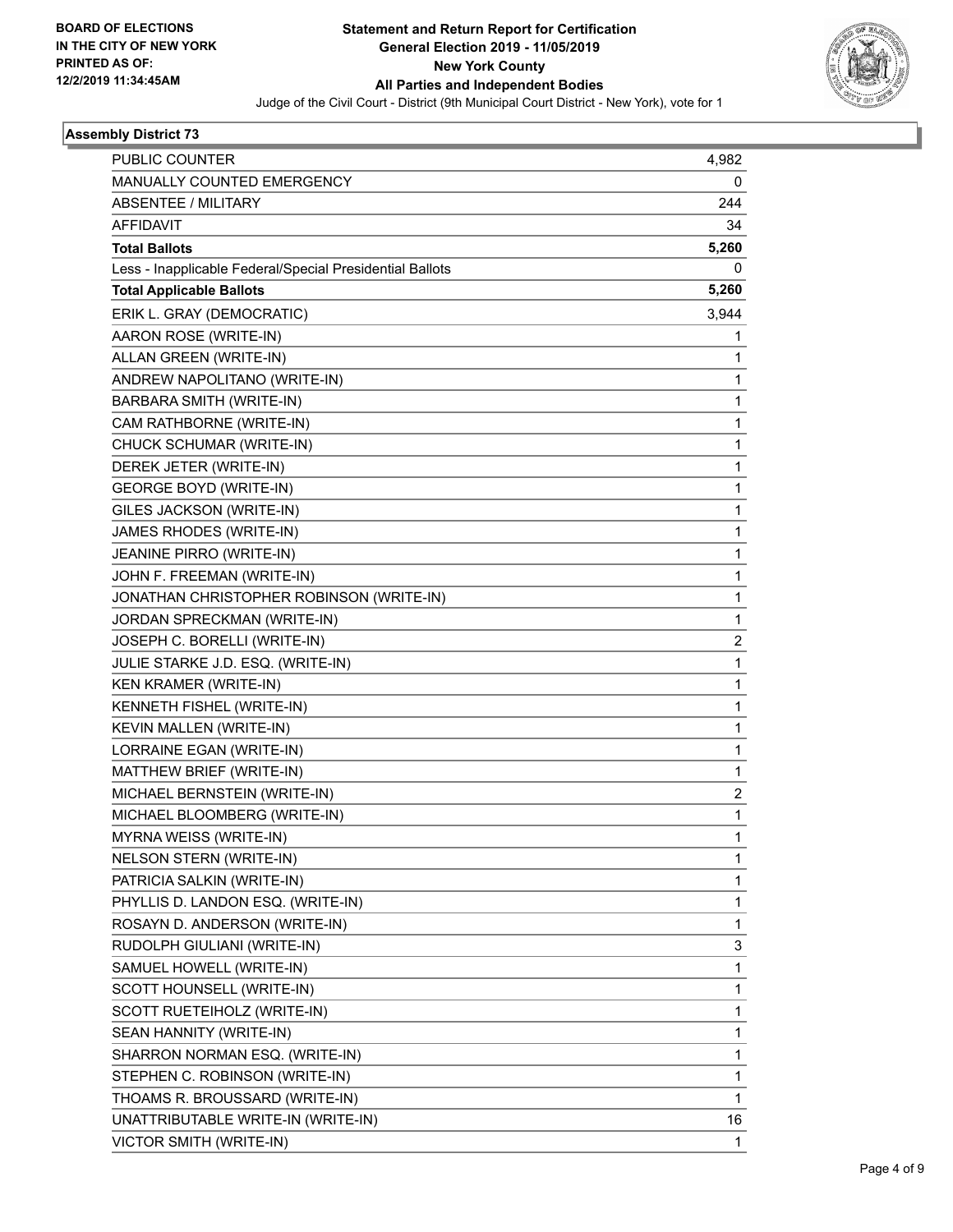**BOARD OF ELECTIONS IN THE CITY OF NEW YORK PRINTED AS OF: 12/2/2019 11:34:45AM**

# Statement and Return Report for Certification General Election 2019 - 11/05/2019 New York County All Parties and Independent Bodies

Judge of the Civil Court - District (9th Municipal Court District - New York), vote for 1

## Assembly District 73

| | |
|---|---|
| PUBLIC COUNTER | 4,982 |
| MANUALLY COUNTED EMERGENCY | 0 |
| ABSENTEE / MILITARY | 244 |
| AFFIDAVIT | 34 |
| **Total Ballots** | **5,260** |
| Less - Inapplicable Federal/Special Presidential Ballots | 0 |
| **Total Applicable Ballots** | **5,260** |
| ERIK L. GRAY (DEMOCRATIC) | 3,944 |
| AARON ROSE (WRITE-IN) | 1 |
| ALLAN GREEN (WRITE-IN) | 1 |
| ANDREW NAPOLITANO (WRITE-IN) | 1 |
| BARBARA SMITH (WRITE-IN) | 1 |
| CAM RATHBORNE (WRITE-IN) | 1 |
| CHUCK SCHUMAR (WRITE-IN) | 1 |
| DEREK JETER (WRITE-IN) | 1 |
| GEORGE BOYD (WRITE-IN) | 1 |
| GILES JACKSON (WRITE-IN) | 1 |
| JAMES RHODES (WRITE-IN) | 1 |
| JEANINE PIRRO (WRITE-IN) | 1 |
| JOHN F. FREEMAN (WRITE-IN) | 1 |
| JONATHAN CHRISTOPHER ROBINSON (WRITE-IN) | 1 |
| JORDAN SPRECKMAN (WRITE-IN) | 1 |
| JOSEPH C. BORELLI (WRITE-IN) | 2 |
| JULIE STARKE J.D. ESQ. (WRITE-IN) | 1 |
| KEN KRAMER (WRITE-IN) | 1 |
| KENNETH FISHEL (WRITE-IN) | 1 |
| KEVIN MALLEN (WRITE-IN) | 1 |
| LORRAINE EGAN (WRITE-IN) | 1 |
| MATTHEW BRIEF (WRITE-IN) | 1 |
| MICHAEL BERNSTEIN (WRITE-IN) | 2 |
| MICHAEL BLOOMBERG (WRITE-IN) | 1 |
| MYRNA WEISS (WRITE-IN) | 1 |
| NELSON STERN (WRITE-IN) | 1 |
| PATRICIA SALKIN (WRITE-IN) | 1 |
| PHYLLIS D. LANDON ESQ. (WRITE-IN) | 1 |
| ROSAYN D. ANDERSON (WRITE-IN) | 1 |
| RUDOLPH GIULIANI (WRITE-IN) | 3 |
| SAMUEL HOWELL (WRITE-IN) | 1 |
| SCOTT HOUNSELL (WRITE-IN) | 1 |
| SCOTT RUETEIHOLZ (WRITE-IN) | 1 |
| SEAN HANNITY (WRITE-IN) | 1 |
| SHARRON NORMAN ESQ. (WRITE-IN) | 1 |
| STEPHEN C. ROBINSON (WRITE-IN) | 1 |
| THOAMS R. BROUSSARD (WRITE-IN) | 1 |
| UNATTRIBUTABLE WRITE-IN (WRITE-IN) | 16 |
| VICTOR SMITH (WRITE-IN) | 1 |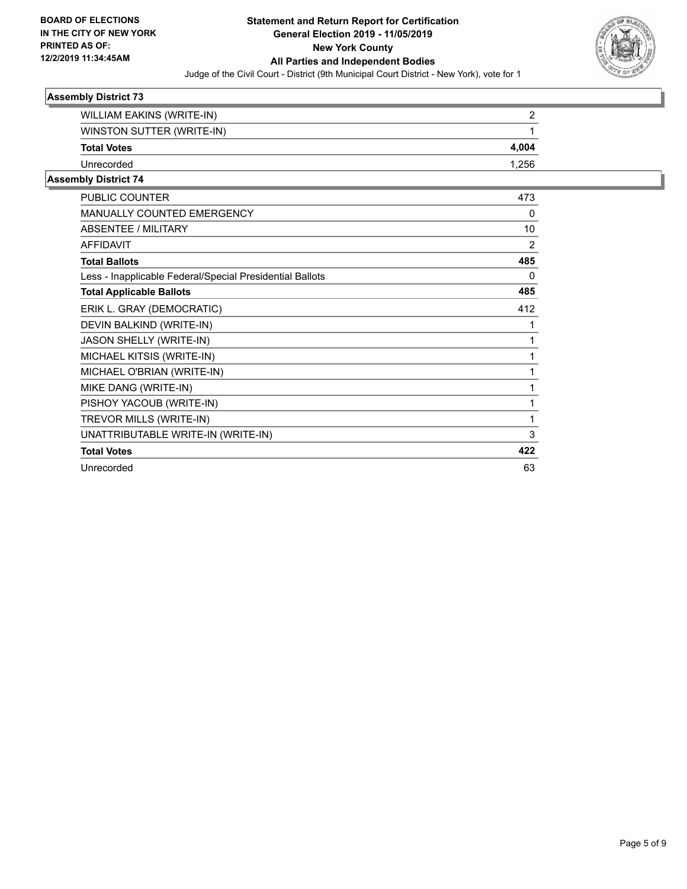**BOARD OF ELECTIONS IN THE CITY OF NEW YORK PRINTED AS OF: 12/2/2019 11:34:45AM**

**Statement and Return Report for Certification**
**General Election 2019 - 11/05/2019**
**New York County**
**All Parties and Independent Bodies**
Judge of the Civil Court - District (9th Municipal Court District - New York), vote for 1

### Assembly District 73

| | |
|---|---|
| WILLIAM EAKINS (WRITE-IN) | 2 |
| WINSTON SUTTER (WRITE-IN) | 1 |
| **Total Votes** | **4,004** |
| Unrecorded | 1,256 |

### Assembly District 74

| | |
|---|---|
| PUBLIC COUNTER | 473 |
| MANUALLY COUNTED EMERGENCY | 0 |
| ABSENTEE / MILITARY | 10 |
| AFFIDAVIT | 2 |
| **Total Ballots** | **485** |
| Less - Inapplicable Federal/Special Presidential Ballots | 0 |
| **Total Applicable Ballots** | **485** |
| ERIK L. GRAY (DEMOCRATIC) | 412 |
| DEVIN BALKIND (WRITE-IN) | 1 |
| JASON SHELLY (WRITE-IN) | 1 |
| MICHAEL KITSIS (WRITE-IN) | 1 |
| MICHAEL O'BRIAN (WRITE-IN) | 1 |
| MIKE DANG (WRITE-IN) | 1 |
| PISHOY YACOUB (WRITE-IN) | 1 |
| TREVOR MILLS (WRITE-IN) | 1 |
| UNATTRIBUTABLE WRITE-IN (WRITE-IN) | 3 |
| **Total Votes** | **422** |
| Unrecorded | 63 |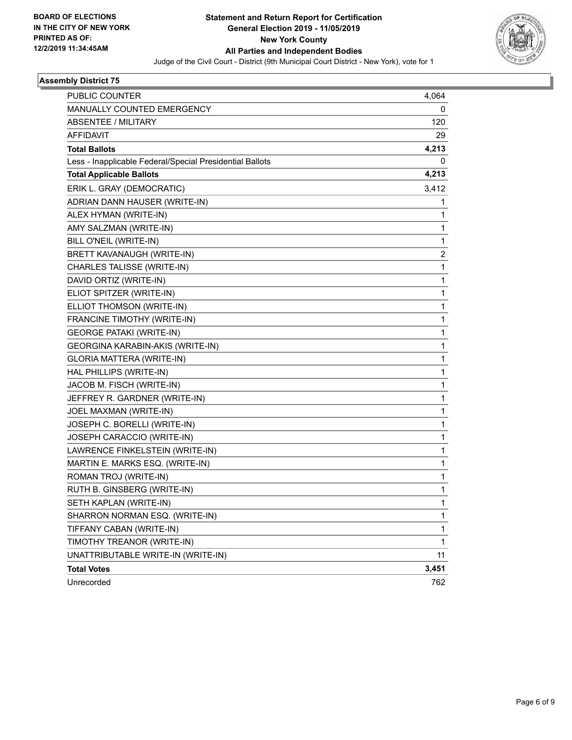BOARD OF ELECTIONS
IN THE CITY OF NEW YORK
PRINTED AS OF:
12/2/2019 11:34:45AM

**Statement and Return Report for Certification**
**General Election 2019 - 11/05/2019**
**New York County**
**All Parties and Independent Bodies**
Judge of the Civil Court - District (9th Municipal Court District - New York), vote for 1

### Assembly District 75

| | |
|---|---|
| PUBLIC COUNTER | 4,064 |
| MANUALLY COUNTED EMERGENCY | 0 |
| ABSENTEE / MILITARY | 120 |
| AFFIDAVIT | 29 |
| **Total Ballots** | **4,213** |
| Less - Inapplicable Federal/Special Presidential Ballots | 0 |
| **Total Applicable Ballots** | **4,213** |
| ERIK L. GRAY (DEMOCRATIC) | 3,412 |
| ADRIAN DANN HAUSER (WRITE-IN) | 1 |
| ALEX HYMAN (WRITE-IN) | 1 |
| AMY SALZMAN (WRITE-IN) | 1 |
| BILL O'NEIL (WRITE-IN) | 1 |
| BRETT KAVANAUGH (WRITE-IN) | 2 |
| CHARLES TALISSE (WRITE-IN) | 1 |
| DAVID ORTIZ (WRITE-IN) | 1 |
| ELIOT SPITZER (WRITE-IN) | 1 |
| ELLIOT THOMSON (WRITE-IN) | 1 |
| FRANCINE TIMOTHY (WRITE-IN) | 1 |
| GEORGE PATAKI (WRITE-IN) | 1 |
| GEORGINA KARABIN-AKIS (WRITE-IN) | 1 |
| GLORIA MATTERA (WRITE-IN) | 1 |
| HAL PHILLIPS (WRITE-IN) | 1 |
| JACOB M. FISCH (WRITE-IN) | 1 |
| JEFFREY R. GARDNER (WRITE-IN) | 1 |
| JOEL MAXMAN (WRITE-IN) | 1 |
| JOSEPH C. BORELLI (WRITE-IN) | 1 |
| JOSEPH CARACCIO (WRITE-IN) | 1 |
| LAWRENCE FINKELSTEIN (WRITE-IN) | 1 |
| MARTIN E. MARKS ESQ. (WRITE-IN) | 1 |
| ROMAN TROJ (WRITE-IN) | 1 |
| RUTH B. GINSBERG (WRITE-IN) | 1 |
| SETH KAPLAN (WRITE-IN) | 1 |
| SHARRON NORMAN ESQ. (WRITE-IN) | 1 |
| TIFFANY CABAN (WRITE-IN) | 1 |
| TIMOTHY TREANOR (WRITE-IN) | 1 |
| UNATTRIBUTABLE WRITE-IN (WRITE-IN) | 11 |
| **Total Votes** | **3,451** |
| Unrecorded | 762 |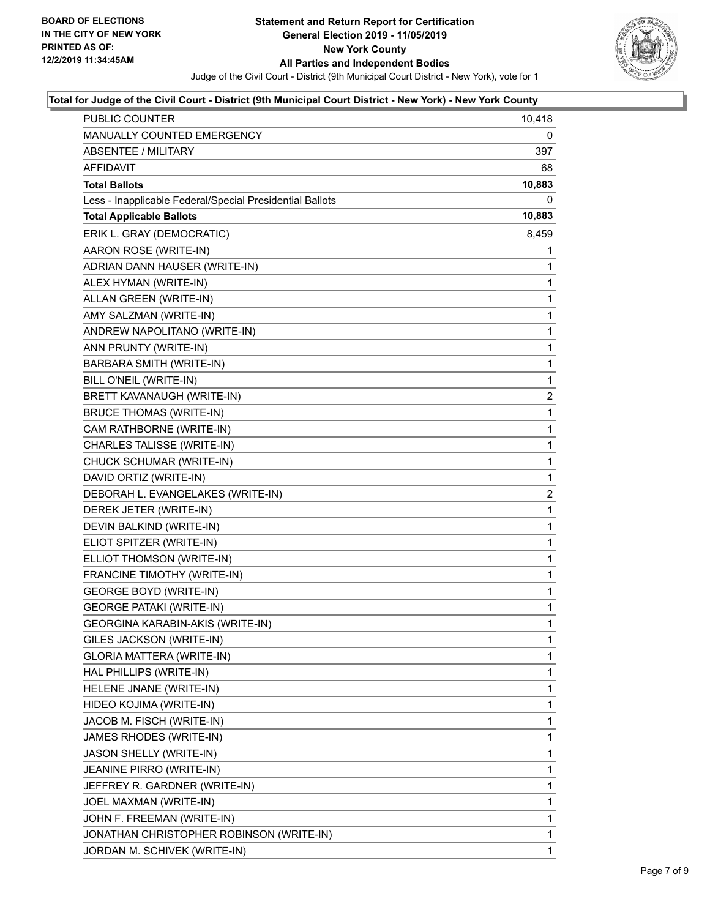BOARD OF ELECTIONS
IN THE CITY OF NEW YORK
PRINTED AS OF:
12/2/2019 11:34:45AM

# Statement and Return Report for Certification
## General Election 2019 - 11/05/2019
## New York County
## All Parties and Independent Bodies

Judge of the Civil Court - District (9th Municipal Court District - New York), vote for 1

### Total for Judge of the Civil Court - District (9th Municipal Court District - New York) - New York County

| | |
|---|---|
| PUBLIC COUNTER | 10,418 |
| MANUALLY COUNTED EMERGENCY | 0 |
| ABSENTEE / MILITARY | 397 |
| AFFIDAVIT | 68 |
| **Total Ballots** | **10,883** |
| Less - Inapplicable Federal/Special Presidential Ballots | 0 |
| **Total Applicable Ballots** | **10,883** |
| ERIK L. GRAY (DEMOCRATIC) | 8,459 |
| AARON ROSE (WRITE-IN) | 1 |
| ADRIAN DANN HAUSER (WRITE-IN) | 1 |
| ALEX HYMAN (WRITE-IN) | 1 |
| ALLAN GREEN (WRITE-IN) | 1 |
| AMY SALZMAN (WRITE-IN) | 1 |
| ANDREW NAPOLITANO (WRITE-IN) | 1 |
| ANN PRUNTY (WRITE-IN) | 1 |
| BARBARA SMITH (WRITE-IN) | 1 |
| BILL O'NEIL (WRITE-IN) | 1 |
| BRETT KAVANAUGH (WRITE-IN) | 2 |
| BRUCE THOMAS (WRITE-IN) | 1 |
| CAM RATHBORNE (WRITE-IN) | 1 |
| CHARLES TALISSE (WRITE-IN) | 1 |
| CHUCK SCHUMAR (WRITE-IN) | 1 |
| DAVID ORTIZ (WRITE-IN) | 1 |
| DEBORAH L. EVANGELAKES (WRITE-IN) | 2 |
| DEREK JETER (WRITE-IN) | 1 |
| DEVIN BALKIND (WRITE-IN) | 1 |
| ELIOT SPITZER (WRITE-IN) | 1 |
| ELLIOT THOMSON (WRITE-IN) | 1 |
| FRANCINE TIMOTHY (WRITE-IN) | 1 |
| GEORGE BOYD (WRITE-IN) | 1 |
| GEORGE PATAKI (WRITE-IN) | 1 |
| GEORGINA KARABIN-AKIS (WRITE-IN) | 1 |
| GILES JACKSON (WRITE-IN) | 1 |
| GLORIA MATTERA (WRITE-IN) | 1 |
| HAL PHILLIPS (WRITE-IN) | 1 |
| HELENE JNANE (WRITE-IN) | 1 |
| HIDEO KOJIMA (WRITE-IN) | 1 |
| JACOB M. FISCH (WRITE-IN) | 1 |
| JAMES RHODES (WRITE-IN) | 1 |
| JASON SHELLY (WRITE-IN) | 1 |
| JEANINE PIRRO (WRITE-IN) | 1 |
| JEFFREY R. GARDNER (WRITE-IN) | 1 |
| JOEL MAXMAN (WRITE-IN) | 1 |
| JOHN F. FREEMAN (WRITE-IN) | 1 |
| JONATHAN CHRISTOPHER ROBINSON (WRITE-IN) | 1 |
| JORDAN M. SCHIVEK (WRITE-IN) | 1 |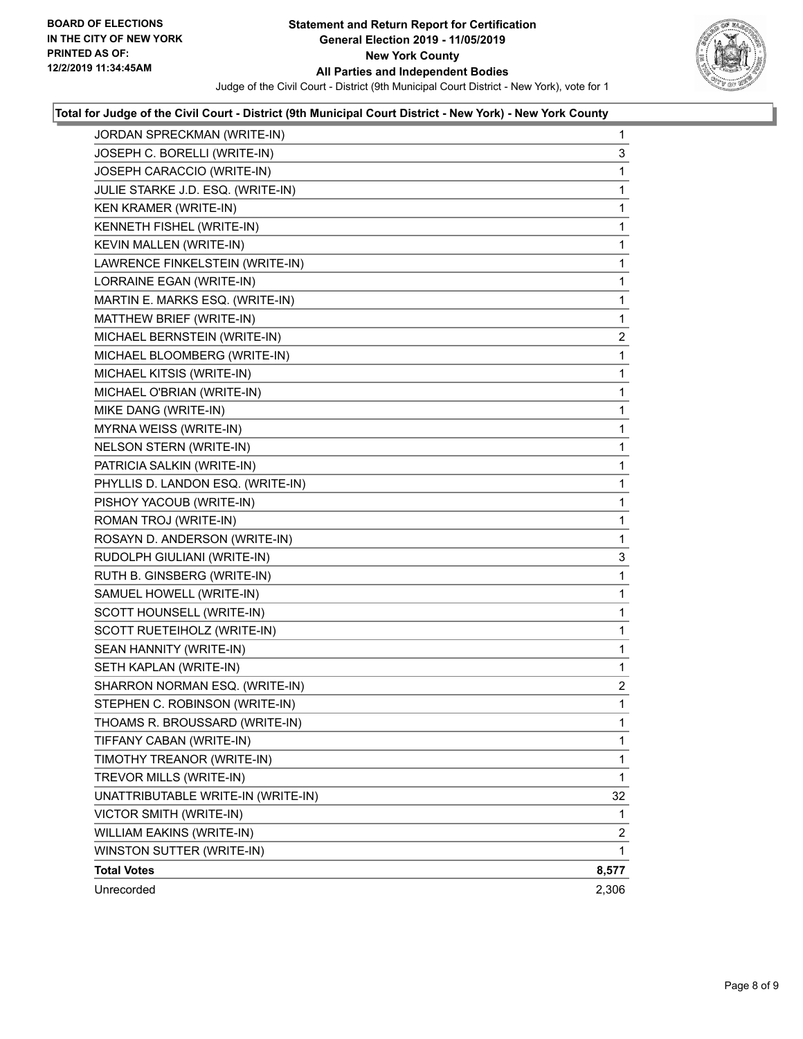BOARD OF ELECTIONS
IN THE CITY OF NEW YORK
PRINTED AS OF:
12/2/2019 11:34:45AM

# Statement and Return Report for Certification
## General Election 2019 - 11/05/2019
## New York County
## All Parties and Independent Bodies

Judge of the Civil Court - District (9th Municipal Court District - New York), vote for 1

### Total for Judge of the Civil Court - District (9th Municipal Court District - New York) - New York County

| | |
|---|---|
| JORDAN SPRECKMAN (WRITE-IN) | 1 |
| JOSEPH C. BORELLI (WRITE-IN) | 3 |
| JOSEPH CARACCIO (WRITE-IN) | 1 |
| JULIE STARKE J.D. ESQ. (WRITE-IN) | 1 |
| KEN KRAMER (WRITE-IN) | 1 |
| KENNETH FISHEL (WRITE-IN) | 1 |
| KEVIN MALLEN (WRITE-IN) | 1 |
| LAWRENCE FINKELSTEIN (WRITE-IN) | 1 |
| LORRAINE EGAN (WRITE-IN) | 1 |
| MARTIN E. MARKS ESQ. (WRITE-IN) | 1 |
| MATTHEW BRIEF (WRITE-IN) | 1 |
| MICHAEL BERNSTEIN (WRITE-IN) | 2 |
| MICHAEL BLOOMBERG (WRITE-IN) | 1 |
| MICHAEL KITSIS (WRITE-IN) | 1 |
| MICHAEL O'BRIAN (WRITE-IN) | 1 |
| MIKE DANG (WRITE-IN) | 1 |
| MYRNA WEISS (WRITE-IN) | 1 |
| NELSON STERN (WRITE-IN) | 1 |
| PATRICIA SALKIN (WRITE-IN) | 1 |
| PHYLLIS D. LANDON ESQ. (WRITE-IN) | 1 |
| PISHOY YACOUB (WRITE-IN) | 1 |
| ROMAN TROJ (WRITE-IN) | 1 |
| ROSAYN D. ANDERSON (WRITE-IN) | 1 |
| RUDOLPH GIULIANI (WRITE-IN) | 3 |
| RUTH B. GINSBERG (WRITE-IN) | 1 |
| SAMUEL HOWELL (WRITE-IN) | 1 |
| SCOTT HOUNSELL (WRITE-IN) | 1 |
| SCOTT RUETEIHOLZ (WRITE-IN) | 1 |
| SEAN HANNITY (WRITE-IN) | 1 |
| SETH KAPLAN (WRITE-IN) | 1 |
| SHARRON NORMAN ESQ. (WRITE-IN) | 2 |
| STEPHEN C. ROBINSON (WRITE-IN) | 1 |
| THOAMS R. BROUSSARD (WRITE-IN) | 1 |
| TIFFANY CABAN (WRITE-IN) | 1 |
| TIMOTHY TREANOR (WRITE-IN) | 1 |
| TREVOR MILLS (WRITE-IN) | 1 |
| UNATTRIBUTABLE WRITE-IN (WRITE-IN) | 32 |
| VICTOR SMITH (WRITE-IN) | 1 |
| WILLIAM EAKINS (WRITE-IN) | 2 |
| WINSTON SUTTER (WRITE-IN) | 1 |
| **Total Votes** | **8,577** |
| Unrecorded | 2,306 |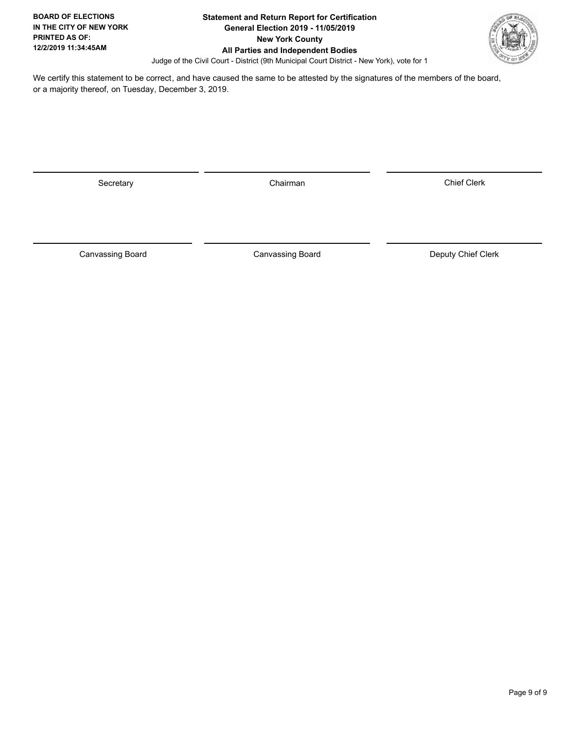We certify this statement to be correct, and have caused the same to be attested by the signatures of the members of the board, or a majority thereof, on Tuesday, December 3, 2019.

| | | |
|---|---|---|
| Secretary | Chairman | Chief Clerk |
| Canvassing Board | Canvassing Board | Deputy Chief Clerk |